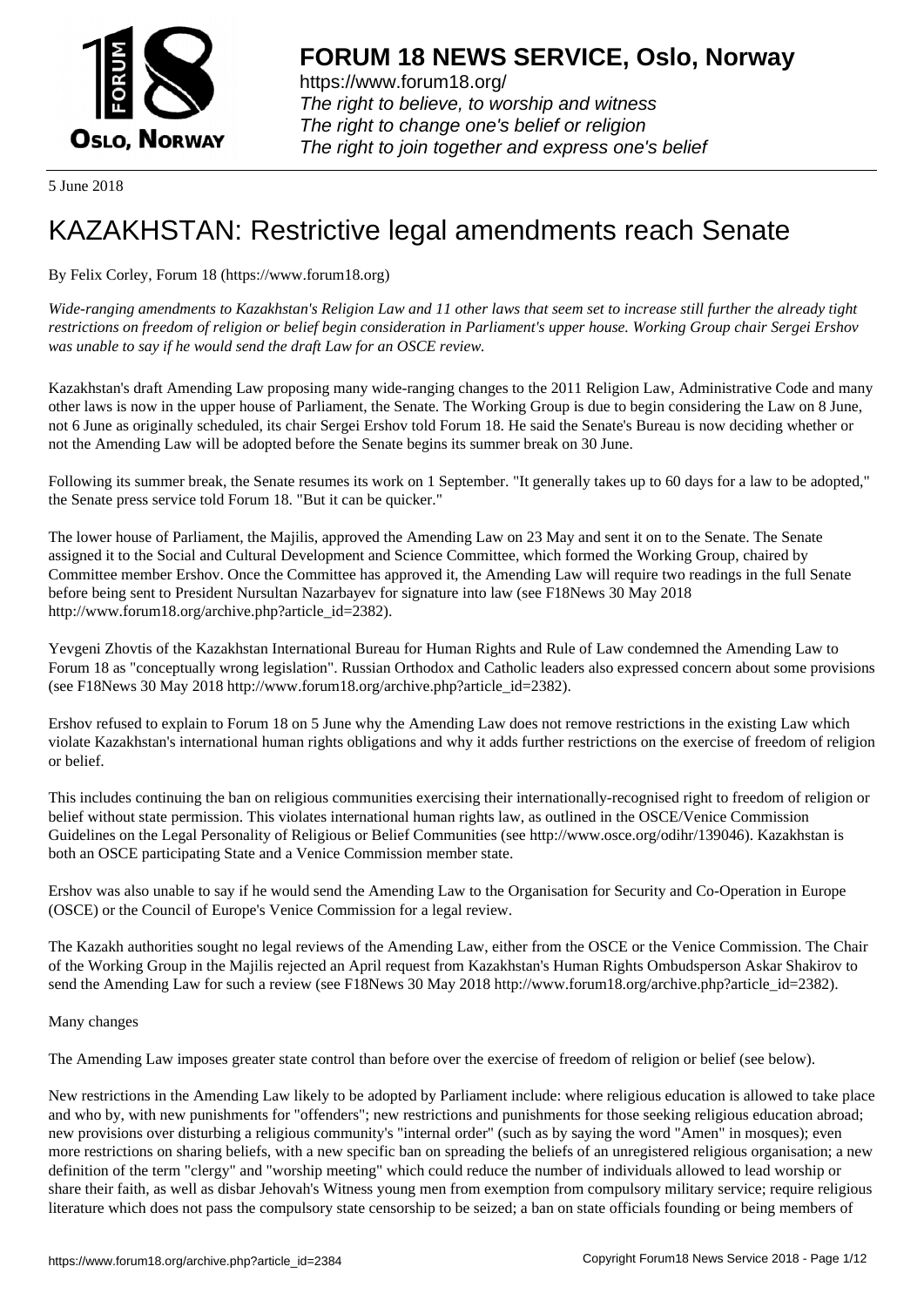# FORUM 18 NEWS SERVICE, Oslo, Norway

https://www.forum18.org/
*The right to believe, to worship and witness*
*The right to change one's belief or religion*
*The right to join together and express one's belief*

5 June 2018

# KAZAKHSTAN: Restrictive legal amendments reach Senate

By Felix Corley, Forum 18 (https://www.forum18.org)

*Wide-ranging amendments to Kazakhstan's Religion Law and 11 other laws that seem set to increase still further the already tight restrictions on freedom of religion or belief begin consideration in Parliament's upper house. Working Group chair Sergei Ershov was unable to say if he would send the draft Law for an OSCE review.*

Kazakhstan's draft Amending Law proposing many wide-ranging changes to the 2011 Religion Law, Administrative Code and many other laws is now in the upper house of Parliament, the Senate. The Working Group is due to begin considering the Law on 8 June, not 6 June as originally scheduled, its chair Sergei Ershov told Forum 18. He said the Senate's Bureau is now deciding whether or not the Amending Law will be adopted before the Senate begins its summer break on 30 June.

Following its summer break, the Senate resumes its work on 1 September. "It generally takes up to 60 days for a law to be adopted," the Senate press service told Forum 18. "But it can be quicker."

The lower house of Parliament, the Majilis, approved the Amending Law on 23 May and sent it on to the Senate. The Senate assigned it to the Social and Cultural Development and Science Committee, which formed the Working Group, chaired by Committee member Ershov. Once the Committee has approved it, the Amending Law will require two readings in the full Senate before being sent to President Nursultan Nazarbayev for signature into law (see F18News 30 May 2018 http://www.forum18.org/archive.php?article_id=2382).

Yevgeni Zhovtis of the Kazakhstan International Bureau for Human Rights and Rule of Law condemned the Amending Law to Forum 18 as "conceptually wrong legislation". Russian Orthodox and Catholic leaders also expressed concern about some provisions (see F18News 30 May 2018 http://www.forum18.org/archive.php?article_id=2382).

Ershov refused to explain to Forum 18 on 5 June why the Amending Law does not remove restrictions in the existing Law which violate Kazakhstan's international human rights obligations and why it adds further restrictions on the exercise of freedom of religion or belief.

This includes continuing the ban on religious communities exercising their internationally-recognised right to freedom of religion or belief without state permission. This violates international human rights law, as outlined in the OSCE/Venice Commission Guidelines on the Legal Personality of Religious or Belief Communities (see http://www.osce.org/odihr/139046). Kazakhstan is both an OSCE participating State and a Venice Commission member state.

Ershov was also unable to say if he would send the Amending Law to the Organisation for Security and Co-Operation in Europe (OSCE) or the Council of Europe's Venice Commission for a legal review.

The Kazakh authorities sought no legal reviews of the Amending Law, either from the OSCE or the Venice Commission. The Chair of the Working Group in the Majilis rejected an April request from Kazakhstan's Human Rights Ombudsperson Askar Shakirov to send the Amending Law for such a review (see F18News 30 May 2018 http://www.forum18.org/archive.php?article_id=2382).

Many changes

The Amending Law imposes greater state control than before over the exercise of freedom of religion or belief (see below).

New restrictions in the Amending Law likely to be adopted by Parliament include: where religious education is allowed to take place and who by, with new punishments for "offenders"; new restrictions and punishments for those seeking religious education abroad; new provisions over disturbing a religious community's "internal order" (such as by saying the word "Amen" in mosques); even more restrictions on sharing beliefs, with a new specific ban on spreading the beliefs of an unregistered religious organisation; a new definition of the term "clergy" and "worship meeting" which could reduce the number of individuals allowed to lead worship or share their faith, as well as disbar Jehovah's Witness young men from exemption from compulsory military service; require religious literature which does not pass the compulsory state censorship to be seized; a ban on state officials founding or being members of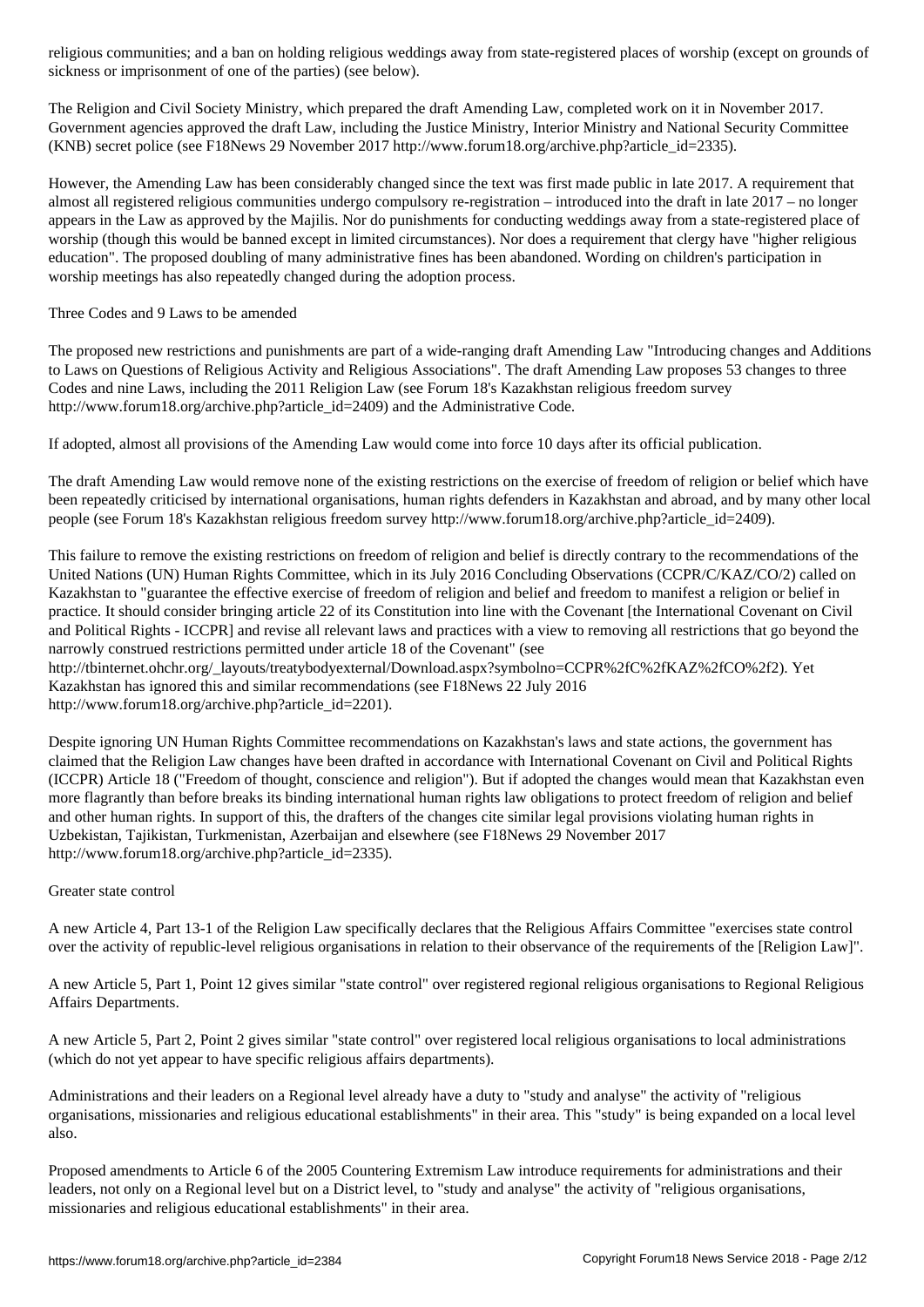religious communities; and a ban on holding religious weddings away from state-registered places of worship (except on grounds of sickness or imprisonment of one of the parties) (see below).

The Religion and Civil Society Ministry, which prepared the draft Amending Law, completed work on it in November 2017. Government agencies approved the draft Law, including the Justice Ministry, Interior Ministry and National Security Committee (KNB) secret police (see F18News 29 November 2017 http://www.forum18.org/archive.php?article_id=2335).

However, the Amending Law has been considerably changed since the text was first made public in late 2017. A requirement that almost all registered religious communities undergo compulsory re-registration – introduced into the draft in late 2017 – no longer appears in the Law as approved by the Majilis. Nor do punishments for conducting weddings away from a state-registered place of worship (though this would be banned except in limited circumstances). Nor does a requirement that clergy have "higher religious education". The proposed doubling of many administrative fines has been abandoned. Wording on children's participation in worship meetings has also repeatedly changed during the adoption process.

## Three Codes and 9 Laws to be amended

The proposed new restrictions and punishments are part of a wide-ranging draft Amending Law "Introducing changes and Additions to Laws on Questions of Religious Activity and Religious Associations". The draft Amending Law proposes 53 changes to three Codes and nine Laws, including the 2011 Religion Law (see Forum 18's Kazakhstan religious freedom survey http://www.forum18.org/archive.php?article_id=2409) and the Administrative Code.

If adopted, almost all provisions of the Amending Law would come into force 10 days after its official publication.

The draft Amending Law would remove none of the existing restrictions on the exercise of freedom of religion or belief which have been repeatedly criticised by international organisations, human rights defenders in Kazakhstan and abroad, and by many other local people (see Forum 18's Kazakhstan religious freedom survey http://www.forum18.org/archive.php?article_id=2409).

This failure to remove the existing restrictions on freedom of religion and belief is directly contrary to the recommendations of the United Nations (UN) Human Rights Committee, which in its July 2016 Concluding Observations (CCPR/C/KAZ/CO/2) called on Kazakhstan to "guarantee the effective exercise of freedom of religion and belief and freedom to manifest a religion or belief in practice. It should consider bringing article 22 of its Constitution into line with the Covenant [the International Covenant on Civil and Political Rights - ICCPR] and revise all relevant laws and practices with a view to removing all restrictions that go beyond the narrowly construed restrictions permitted under article 18 of the Covenant" (see http://tbinternet.ohchr.org/_layouts/treatybodyexternal/Download.aspx?symbolno=CCPR%2fC%2fKAZ%2fCO%2f2). Yet Kazakhstan has ignored this and similar recommendations (see F18News 22 July 2016 http://www.forum18.org/archive.php?article_id=2201).

Despite ignoring UN Human Rights Committee recommendations on Kazakhstan's laws and state actions, the government has claimed that the Religion Law changes have been drafted in accordance with International Covenant on Civil and Political Rights (ICCPR) Article 18 ("Freedom of thought, conscience and religion"). But if adopted the changes would mean that Kazakhstan even more flagrantly than before breaks its binding international human rights law obligations to protect freedom of religion and belief and other human rights. In support of this, the drafters of the changes cite similar legal provisions violating human rights in Uzbekistan, Tajikistan, Turkmenistan, Azerbaijan and elsewhere (see F18News 29 November 2017 http://www.forum18.org/archive.php?article_id=2335).

## Greater state control

A new Article 4, Part 13-1 of the Religion Law specifically declares that the Religious Affairs Committee "exercises state control over the activity of republic-level religious organisations in relation to their observance of the requirements of the [Religion Law]".

A new Article 5, Part 1, Point 12 gives similar "state control" over registered regional religious organisations to Regional Religious Affairs Departments.

A new Article 5, Part 2, Point 2 gives similar "state control" over registered local religious organisations to local administrations (which do not yet appear to have specific religious affairs departments).

Administrations and their leaders on a Regional level already have a duty to "study and analyse" the activity of "religious organisations, missionaries and religious educational establishments" in their area. This "study" is being expanded on a local level also.

Proposed amendments to Article 6 of the 2005 Countering Extremism Law introduce requirements for administrations and their leaders, not only on a Regional level but on a District level, to "study and analyse" the activity of "religious organisations, missionaries and religious educational establishments" in their area.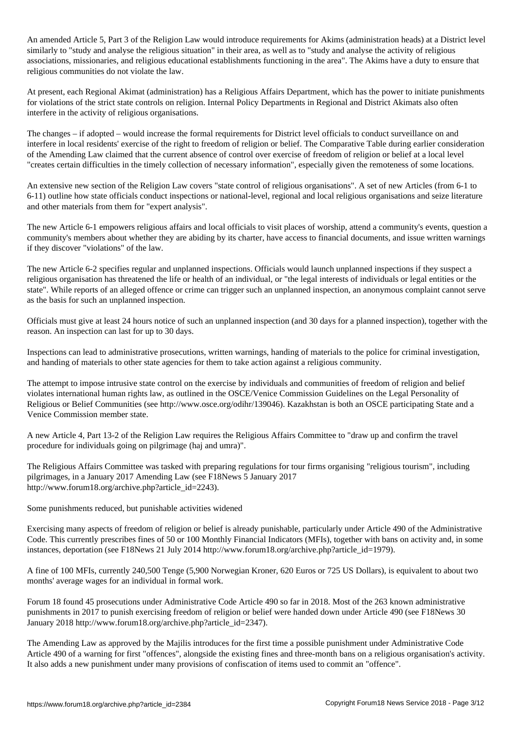An amended Article 5, Part 3 of the Religion Law would introduce requirements for Akims (administration heads) at a District level similarly to "study and analyse the religious situation" in their area, as well as to "study and analyse the activity of religious associations, missionaries, and religious educational establishments functioning in the area". The Akims have a duty to ensure that religious communities do not violate the law.

At present, each Regional Akimat (administration) has a Religious Affairs Department, which has the power to initiate punishments for violations of the strict state controls on religion. Internal Policy Departments in Regional and District Akimats also often interfere in the activity of religious organisations.

The changes – if adopted – would increase the formal requirements for District level officials to conduct surveillance on and interfere in local residents' exercise of the right to freedom of religion or belief. The Comparative Table during earlier consideration of the Amending Law claimed that the current absence of control over exercise of freedom of religion or belief at a local level "creates certain difficulties in the timely collection of necessary information", especially given the remoteness of some locations.

An extensive new section of the Religion Law covers "state control of religious organisations". A set of new Articles (from 6-1 to 6-11) outline how state officials conduct inspections or national-level, regional and local religious organisations and seize literature and other materials from them for "expert analysis".

The new Article 6-1 empowers religious affairs and local officials to visit places of worship, attend a community's events, question a community's members about whether they are abiding by its charter, have access to financial documents, and issue written warnings if they discover "violations" of the law.

The new Article 6-2 specifies regular and unplanned inspections. Officials would launch unplanned inspections if they suspect a religious organisation has threatened the life or health of an individual, or "the legal interests of individuals or legal entities or the state". While reports of an alleged offence or crime can trigger such an unplanned inspection, an anonymous complaint cannot serve as the basis for such an unplanned inspection.

Officials must give at least 24 hours notice of such an unplanned inspection (and 30 days for a planned inspection), together with the reason. An inspection can last for up to 30 days.

Inspections can lead to administrative prosecutions, written warnings, handing of materials to the police for criminal investigation, and handing of materials to other state agencies for them to take action against a religious community.

The attempt to impose intrusive state control on the exercise by individuals and communities of freedom of religion and belief violates international human rights law, as outlined in the OSCE/Venice Commission Guidelines on the Legal Personality of Religious or Belief Communities (see http://www.osce.org/odihr/139046). Kazakhstan is both an OSCE participating State and a Venice Commission member state.

A new Article 4, Part 13-2 of the Religion Law requires the Religious Affairs Committee to "draw up and confirm the travel procedure for individuals going on pilgrimage (haj and umra)".

The Religious Affairs Committee was tasked with preparing regulations for tour firms organising "religious tourism", including pilgrimages, in a January 2017 Amending Law (see F18News 5 January 2017 http://www.forum18.org/archive.php?article_id=2243).

## Some punishments reduced, but punishable activities widened

Exercising many aspects of freedom of religion or belief is already punishable, particularly under Article 490 of the Administrative Code. This currently prescribes fines of 50 or 100 Monthly Financial Indicators (MFIs), together with bans on activity and, in some instances, deportation (see F18News 21 July 2014 http://www.forum18.org/archive.php?article_id=1979).

A fine of 100 MFIs, currently 240,500 Tenge (5,900 Norwegian Kroner, 620 Euros or 725 US Dollars), is equivalent to about two months' average wages for an individual in formal work.

Forum 18 found 45 prosecutions under Administrative Code Article 490 so far in 2018. Most of the 263 known administrative punishments in 2017 to punish exercising freedom of religion or belief were handed down under Article 490 (see F18News 30 January 2018 http://www.forum18.org/archive.php?article_id=2347).

The Amending Law as approved by the Majilis introduces for the first time a possible punishment under Administrative Code Article 490 of a warning for first "offences", alongside the existing fines and three-month bans on a religious organisation's activity. It also adds a new punishment under many provisions of confiscation of items used to commit an "offence".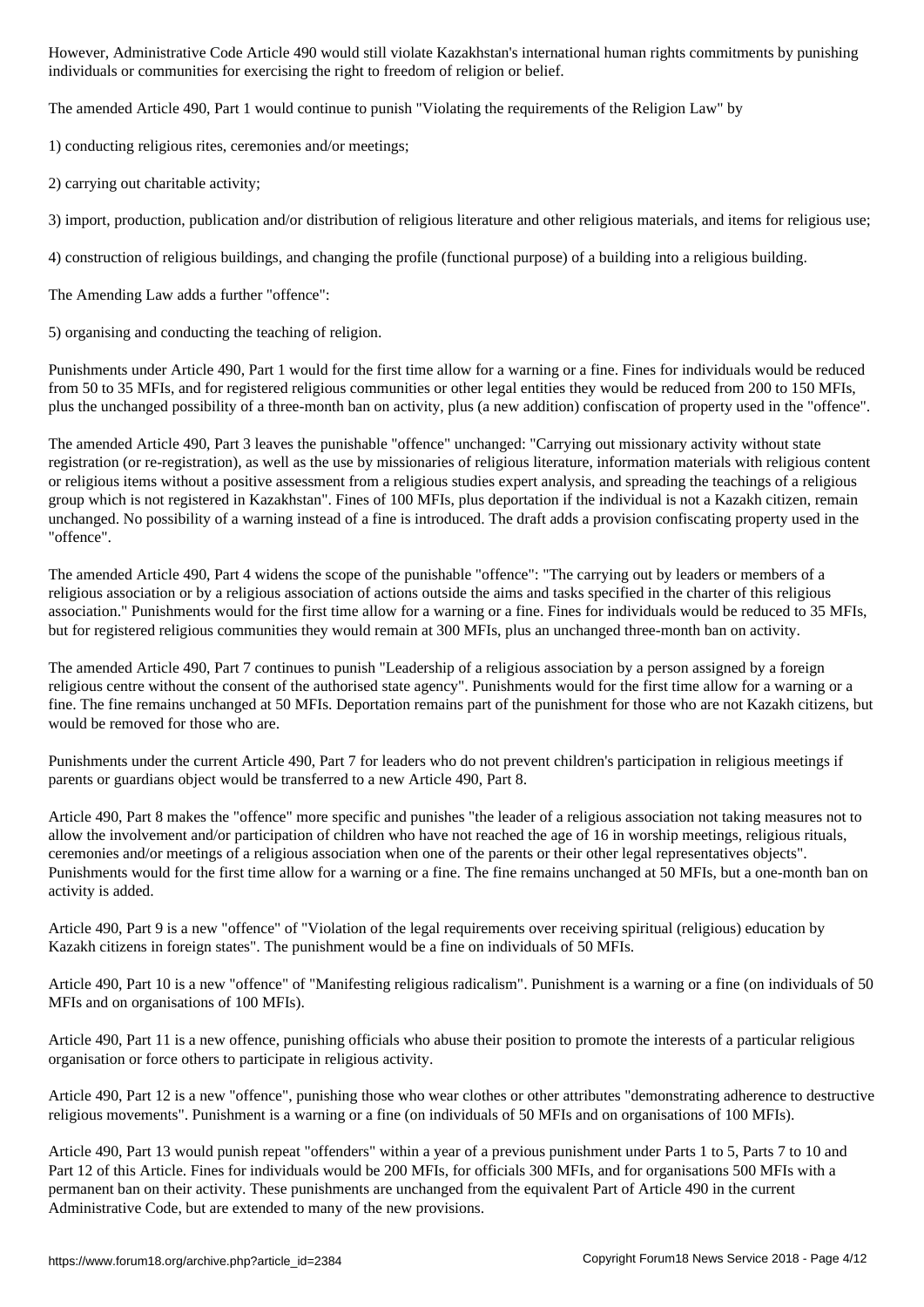However, Administrative Code Article 490 would still violate Kazakhstan's international human rights commitments by punishing individuals or communities for exercising the right to freedom of religion or belief.

The amended Article 490, Part 1 would continue to punish "Violating the requirements of the Religion Law" by

1) conducting religious rites, ceremonies and/or meetings;

2) carrying out charitable activity;

3) import, production, publication and/or distribution of religious literature and other religious materials, and items for religious use;

4) construction of religious buildings, and changing the profile (functional purpose) of a building into a religious building.

The Amending Law adds a further "offence":

5) organising and conducting the teaching of religion.

Punishments under Article 490, Part 1 would for the first time allow for a warning or a fine. Fines for individuals would be reduced from 50 to 35 MFIs, and for registered religious communities or other legal entities they would be reduced from 200 to 150 MFIs, plus the unchanged possibility of a three-month ban on activity, plus (a new addition) confiscation of property used in the "offence".

The amended Article 490, Part 3 leaves the punishable "offence" unchanged: "Carrying out missionary activity without state registration (or re-registration), as well as the use by missionaries of religious literature, information materials with religious content or religious items without a positive assessment from a religious studies expert analysis, and spreading the teachings of a religious group which is not registered in Kazakhstan". Fines of 100 MFIs, plus deportation if the individual is not a Kazakh citizen, remain unchanged. No possibility of a warning instead of a fine is introduced. The draft adds a provision confiscating property used in the "offence".

The amended Article 490, Part 4 widens the scope of the punishable "offence": "The carrying out by leaders or members of a religious association or by a religious association of actions outside the aims and tasks specified in the charter of this religious association." Punishments would for the first time allow for a warning or a fine. Fines for individuals would be reduced to 35 MFIs, but for registered religious communities they would remain at 300 MFIs, plus an unchanged three-month ban on activity.

The amended Article 490, Part 7 continues to punish "Leadership of a religious association by a person assigned by a foreign religious centre without the consent of the authorised state agency". Punishments would for the first time allow for a warning or a fine. The fine remains unchanged at 50 MFIs. Deportation remains part of the punishment for those who are not Kazakh citizens, but would be removed for those who are.

Punishments under the current Article 490, Part 7 for leaders who do not prevent children's participation in religious meetings if parents or guardians object would be transferred to a new Article 490, Part 8.

Article 490, Part 8 makes the "offence" more specific and punishes "the leader of a religious association not taking measures not to allow the involvement and/or participation of children who have not reached the age of 16 in worship meetings, religious rituals, ceremonies and/or meetings of a religious association when one of the parents or their other legal representatives objects". Punishments would for the first time allow for a warning or a fine. The fine remains unchanged at 50 MFIs, but a one-month ban on activity is added.

Article 490, Part 9 is a new "offence" of "Violation of the legal requirements over receiving spiritual (religious) education by Kazakh citizens in foreign states". The punishment would be a fine on individuals of 50 MFIs.

Article 490, Part 10 is a new "offence" of "Manifesting religious radicalism". Punishment is a warning or a fine (on individuals of 50 MFIs and on organisations of 100 MFIs).

Article 490, Part 11 is a new offence, punishing officials who abuse their position to promote the interests of a particular religious organisation or force others to participate in religious activity.

Article 490, Part 12 is a new "offence", punishing those who wear clothes or other attributes "demonstrating adherence to destructive religious movements". Punishment is a warning or a fine (on individuals of 50 MFIs and on organisations of 100 MFIs).

Article 490, Part 13 would punish repeat "offenders" within a year of a previous punishment under Parts 1 to 5, Parts 7 to 10 and Part 12 of this Article. Fines for individuals would be 200 MFIs, for officials 300 MFIs, and for organisations 500 MFIs with a permanent ban on their activity. These punishments are unchanged from the equivalent Part of Article 490 in the current Administrative Code, but are extended to many of the new provisions.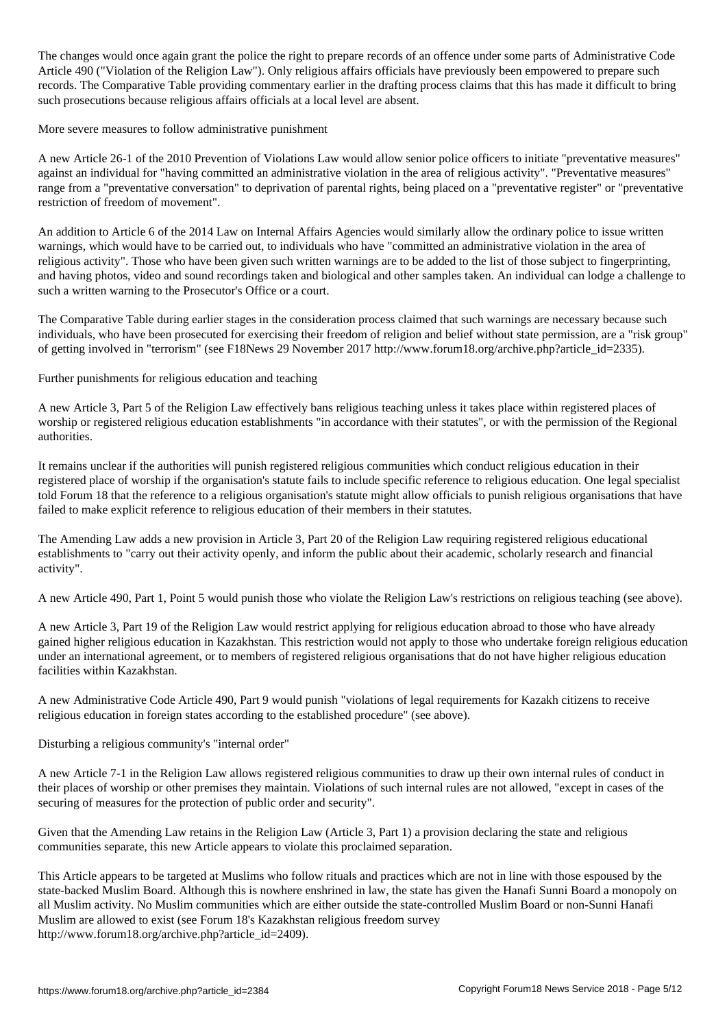The changes would once again grant the police the right to prepare records of an offence under some parts of Administrative Code Article 490 ("Violation of the Religion Law"). Only religious affairs officials have previously been empowered to prepare such records. The Comparative Table providing commentary earlier in the drafting process claims that this has made it difficult to bring such prosecutions because religious affairs officials at a local level are absent.

## More severe measures to follow administrative punishment

A new Article 26-1 of the 2010 Prevention of Violations Law would allow senior police officers to initiate "preventative measures" against an individual for "having committed an administrative violation in the area of religious activity". "Preventative measures" range from a "preventative conversation" to deprivation of parental rights, being placed on a "preventative register" or "preventative restriction of freedom of movement".

An addition to Article 6 of the 2014 Law on Internal Affairs Agencies would similarly allow the ordinary police to issue written warnings, which would have to be carried out, to individuals who have "committed an administrative violation in the area of religious activity". Those who have been given such written warnings are to be added to the list of those subject to fingerprinting, and having photos, video and sound recordings taken and biological and other samples taken. An individual can lodge a challenge to such a written warning to the Prosecutor's Office or a court.

The Comparative Table during earlier stages in the consideration process claimed that such warnings are necessary because such individuals, who have been prosecuted for exercising their freedom of religion and belief without state permission, are a "risk group" of getting involved in "terrorism" (see F18News 29 November 2017 http://www.forum18.org/archive.php?article_id=2335).

## Further punishments for religious education and teaching

A new Article 3, Part 5 of the Religion Law effectively bans religious teaching unless it takes place within registered places of worship or registered religious education establishments "in accordance with their statutes", or with the permission of the Regional authorities.

It remains unclear if the authorities will punish registered religious communities which conduct religious education in their registered place of worship if the organisation's statute fails to include specific reference to religious education. One legal specialist told Forum 18 that the reference to a religious organisation's statute might allow officials to punish religious organisations that have failed to make explicit reference to religious education of their members in their statutes.

The Amending Law adds a new provision in Article 3, Part 20 of the Religion Law requiring registered religious educational establishments to "carry out their activity openly, and inform the public about their academic, scholarly research and financial activity".

A new Article 490, Part 1, Point 5 would punish those who violate the Religion Law's restrictions on religious teaching (see above).

A new Article 3, Part 19 of the Religion Law would restrict applying for religious education abroad to those who have already gained higher religious education in Kazakhstan. This restriction would not apply to those who undertake foreign religious education under an international agreement, or to members of registered religious organisations that do not have higher religious education facilities within Kazakhstan.

A new Administrative Code Article 490, Part 9 would punish "violations of legal requirements for Kazakh citizens to receive religious education in foreign states according to the established procedure" (see above).

## Disturbing a religious community's "internal order"

A new Article 7-1 in the Religion Law allows registered religious communities to draw up their own internal rules of conduct in their places of worship or other premises they maintain. Violations of such internal rules are not allowed, "except in cases of the securing of measures for the protection of public order and security".

Given that the Amending Law retains in the Religion Law (Article 3, Part 1) a provision declaring the state and religious communities separate, this new Article appears to violate this proclaimed separation.

This Article appears to be targeted at Muslims who follow rituals and practices which are not in line with those espoused by the state-backed Muslim Board. Although this is nowhere enshrined in law, the state has given the Hanafi Sunni Board a monopoly on all Muslim activity. No Muslim communities which are either outside the state-controlled Muslim Board or non-Sunni Hanafi Muslim are allowed to exist (see Forum 18's Kazakhstan religious freedom survey http://www.forum18.org/archive.php?article_id=2409).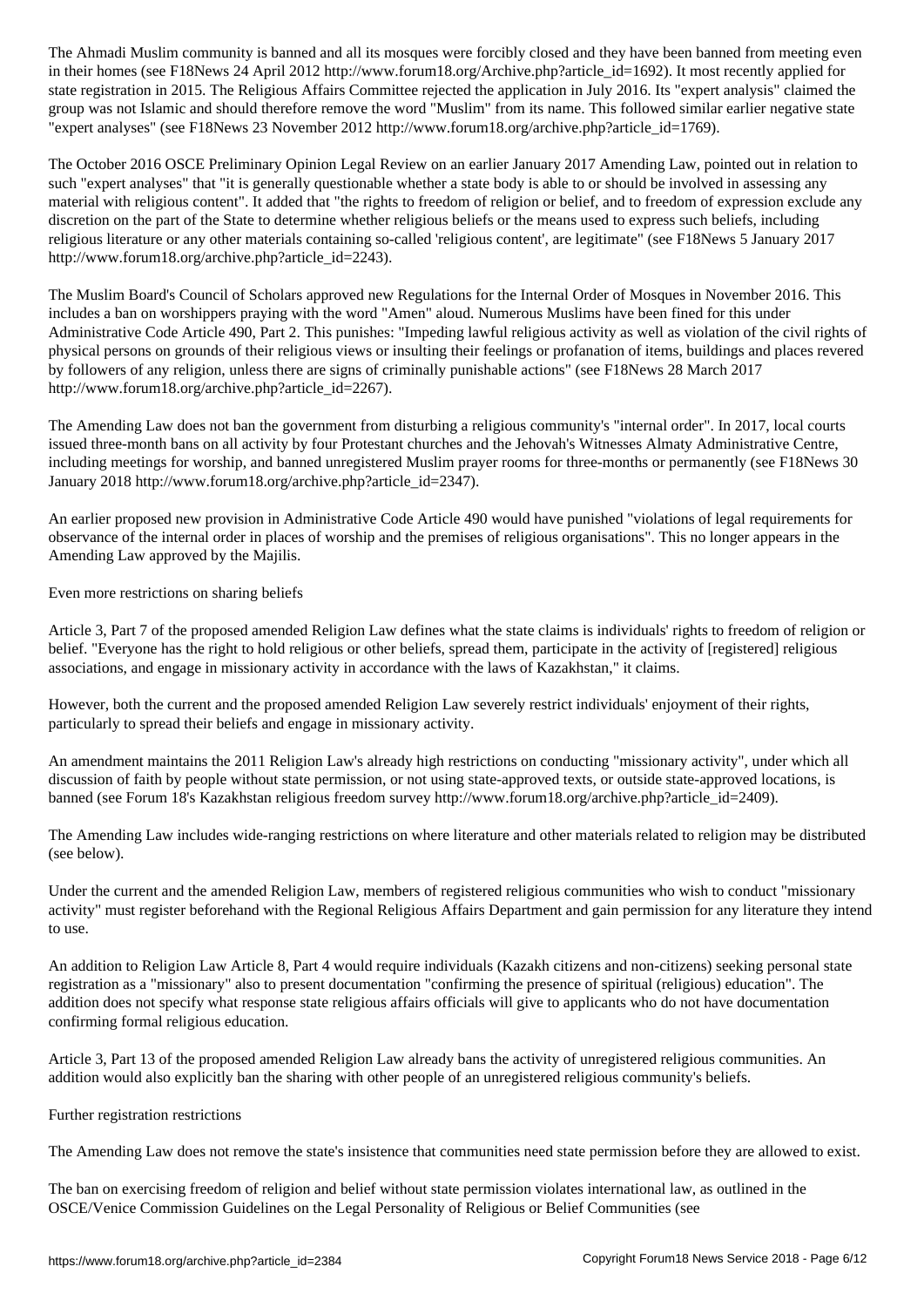The Ahmadi Muslim community is banned and all its mosques were forcibly closed and they have been banned from meeting even in their homes (see F18News 24 April 2012 http://www.forum18.org/Archive.php?article_id=1692). It most recently applied for state registration in 2015. The Religious Affairs Committee rejected the application in July 2016. Its "expert analysis" claimed the group was not Islamic and should therefore remove the word "Muslim" from its name. This followed similar earlier negative state "expert analyses" (see F18News 23 November 2012 http://www.forum18.org/archive.php?article_id=1769).

The October 2016 OSCE Preliminary Opinion Legal Review on an earlier January 2017 Amending Law, pointed out in relation to such "expert analyses" that "it is generally questionable whether a state body is able to or should be involved in assessing any material with religious content". It added that "the rights to freedom of religion or belief, and to freedom of expression exclude any discretion on the part of the State to determine whether religious beliefs or the means used to express such beliefs, including religious literature or any other materials containing so-called 'religious content', are legitimate" (see F18News 5 January 2017 http://www.forum18.org/archive.php?article_id=2243).

The Muslim Board's Council of Scholars approved new Regulations for the Internal Order of Mosques in November 2016. This includes a ban on worshippers praying with the word "Amen" aloud. Numerous Muslims have been fined for this under Administrative Code Article 490, Part 2. This punishes: "Impeding lawful religious activity as well as violation of the civil rights of physical persons on grounds of their religious views or insulting their feelings or profanation of items, buildings and places revered by followers of any religion, unless there are signs of criminally punishable actions" (see F18News 28 March 2017 http://www.forum18.org/archive.php?article_id=2267).

The Amending Law does not ban the government from disturbing a religious community's "internal order". In 2017, local courts issued three-month bans on all activity by four Protestant churches and the Jehovah's Witnesses Almaty Administrative Centre, including meetings for worship, and banned unregistered Muslim prayer rooms for three-months or permanently (see F18News 30 January 2018 http://www.forum18.org/archive.php?article_id=2347).

An earlier proposed new provision in Administrative Code Article 490 would have punished "violations of legal requirements for observance of the internal order in places of worship and the premises of religious organisations". This no longer appears in the Amending Law approved by the Majilis.

## Even more restrictions on sharing beliefs

Article 3, Part 7 of the proposed amended Religion Law defines what the state claims is individuals' rights to freedom of religion or belief. "Everyone has the right to hold religious or other beliefs, spread them, participate in the activity of [registered] religious associations, and engage in missionary activity in accordance with the laws of Kazakhstan," it claims.

However, both the current and the proposed amended Religion Law severely restrict individuals' enjoyment of their rights, particularly to spread their beliefs and engage in missionary activity.

An amendment maintains the 2011 Religion Law's already high restrictions on conducting "missionary activity", under which all discussion of faith by people without state permission, or not using state-approved texts, or outside state-approved locations, is banned (see Forum 18's Kazakhstan religious freedom survey http://www.forum18.org/archive.php?article_id=2409).

The Amending Law includes wide-ranging restrictions on where literature and other materials related to religion may be distributed (see below).

Under the current and the amended Religion Law, members of registered religious communities who wish to conduct "missionary activity" must register beforehand with the Regional Religious Affairs Department and gain permission for any literature they intend to use.

An addition to Religion Law Article 8, Part 4 would require individuals (Kazakh citizens and non-citizens) seeking personal state registration as a "missionary" also to present documentation "confirming the presence of spiritual (religious) education". The addition does not specify what response state religious affairs officials will give to applicants who do not have documentation confirming formal religious education.

Article 3, Part 13 of the proposed amended Religion Law already bans the activity of unregistered religious communities. An addition would also explicitly ban the sharing with other people of an unregistered religious community's beliefs.

## Further registration restrictions

The Amending Law does not remove the state's insistence that communities need state permission before they are allowed to exist.

The ban on exercising freedom of religion and belief without state permission violates international law, as outlined in the OSCE/Venice Commission Guidelines on the Legal Personality of Religious or Belief Communities (see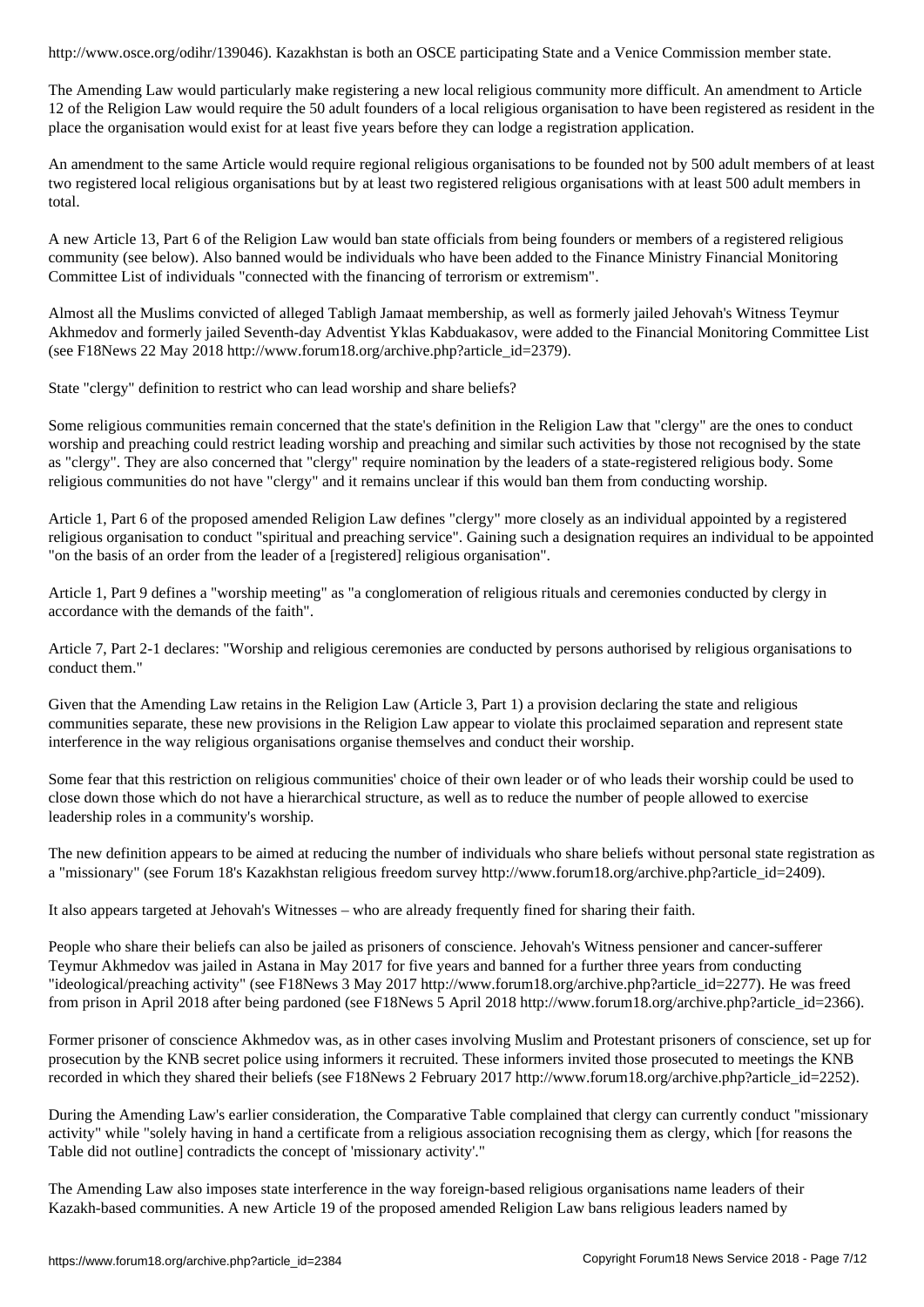http://www.osce.org/odihr/139046). Kazakhstan is both an OSCE participating State and a Venice Commission member state.

The Amending Law would particularly make registering a new local religious community more difficult. An amendment to Article 12 of the Religion Law would require the 50 adult founders of a local religious organisation to have been registered as resident in the place the organisation would exist for at least five years before they can lodge a registration application.

An amendment to the same Article would require regional religious organisations to be founded not by 500 adult members of at least two registered local religious organisations but by at least two registered religious organisations with at least 500 adult members in total.

A new Article 13, Part 6 of the Religion Law would ban state officials from being founders or members of a registered religious community (see below). Also banned would be individuals who have been added to the Finance Ministry Financial Monitoring Committee List of individuals "connected with the financing of terrorism or extremism".

Almost all the Muslims convicted of alleged Tabligh Jamaat membership, as well as formerly jailed Jehovah's Witness Teymur Akhmedov and formerly jailed Seventh-day Adventist Yklas Kabduakasov, were added to the Financial Monitoring Committee List (see F18News 22 May 2018 http://www.forum18.org/archive.php?article_id=2379).

State "clergy" definition to restrict who can lead worship and share beliefs?

Some religious communities remain concerned that the state's definition in the Religion Law that "clergy" are the ones to conduct worship and preaching could restrict leading worship and preaching and similar such activities by those not recognised by the state as "clergy". They are also concerned that "clergy" require nomination by the leaders of a state-registered religious body. Some religious communities do not have "clergy" and it remains unclear if this would ban them from conducting worship.

Article 1, Part 6 of the proposed amended Religion Law defines "clergy" more closely as an individual appointed by a registered religious organisation to conduct "spiritual and preaching service". Gaining such a designation requires an individual to be appointed "on the basis of an order from the leader of a [registered] religious organisation".

Article 1, Part 9 defines a "worship meeting" as "a conglomeration of religious rituals and ceremonies conducted by clergy in accordance with the demands of the faith".

Article 7, Part 2-1 declares: "Worship and religious ceremonies are conducted by persons authorised by religious organisations to conduct them."

Given that the Amending Law retains in the Religion Law (Article 3, Part 1) a provision declaring the state and religious communities separate, these new provisions in the Religion Law appear to violate this proclaimed separation and represent state interference in the way religious organisations organise themselves and conduct their worship.

Some fear that this restriction on religious communities' choice of their own leader or of who leads their worship could be used to close down those which do not have a hierarchical structure, as well as to reduce the number of people allowed to exercise leadership roles in a community's worship.

The new definition appears to be aimed at reducing the number of individuals who share beliefs without personal state registration as a "missionary" (see Forum 18's Kazakhstan religious freedom survey http://www.forum18.org/archive.php?article_id=2409).

It also appears targeted at Jehovah's Witnesses – who are already frequently fined for sharing their faith.

People who share their beliefs can also be jailed as prisoners of conscience. Jehovah's Witness pensioner and cancer-sufferer Teymur Akhmedov was jailed in Astana in May 2017 for five years and banned for a further three years from conducting "ideological/preaching activity" (see F18News 3 May 2017 http://www.forum18.org/archive.php?article_id=2277). He was freed from prison in April 2018 after being pardoned (see F18News 5 April 2018 http://www.forum18.org/archive.php?article_id=2366).

Former prisoner of conscience Akhmedov was, as in other cases involving Muslim and Protestant prisoners of conscience, set up for prosecution by the KNB secret police using informers it recruited. These informers invited those prosecuted to meetings the KNB recorded in which they shared their beliefs (see F18News 2 February 2017 http://www.forum18.org/archive.php?article_id=2252).

During the Amending Law's earlier consideration, the Comparative Table complained that clergy can currently conduct "missionary activity" while "solely having in hand a certificate from a religious association recognising them as clergy, which [for reasons the Table did not outline] contradicts the concept of 'missionary activity'."

The Amending Law also imposes state interference in the way foreign-based religious organisations name leaders of their Kazakh-based communities. A new Article 19 of the proposed amended Religion Law bans religious leaders named by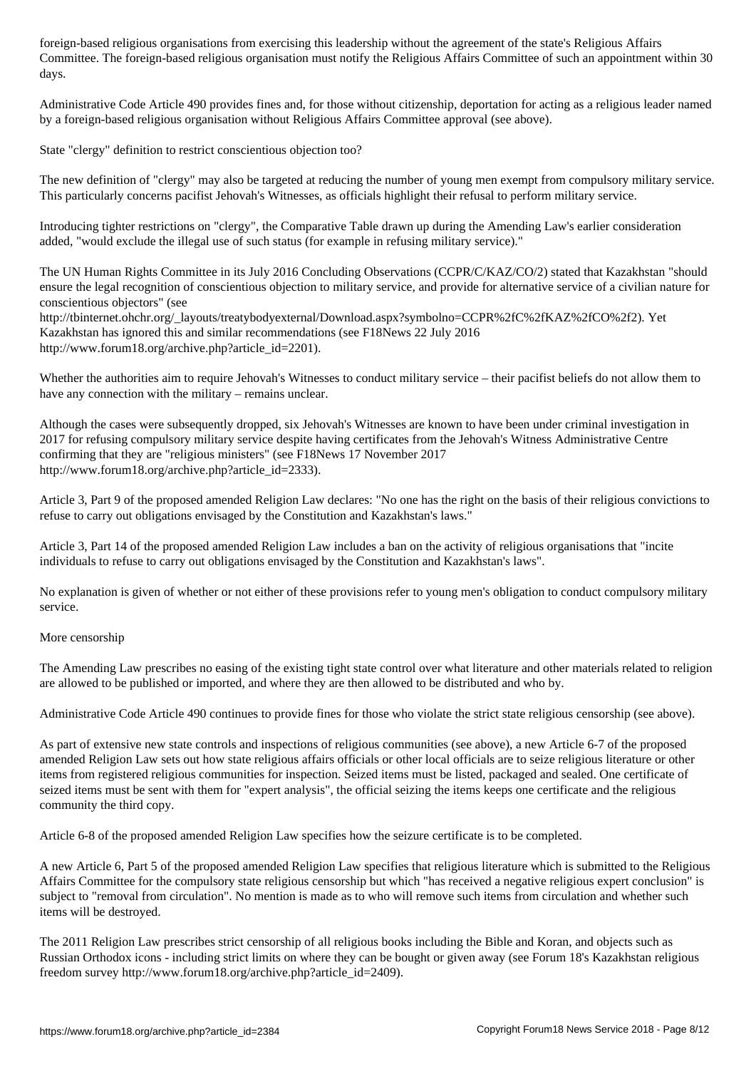foreign-based religious organisations from exercising this leadership without the agreement of the state's Religious Affairs Committee. The foreign-based religious organisation must notify the Religious Affairs Committee of such an appointment within 30 days.

Administrative Code Article 490 provides fines and, for those without citizenship, deportation for acting as a religious leader named by a foreign-based religious organisation without Religious Affairs Committee approval (see above).

## State "clergy" definition to restrict conscientious objection too?

The new definition of "clergy" may also be targeted at reducing the number of young men exempt from compulsory military service. This particularly concerns pacifist Jehovah's Witnesses, as officials highlight their refusal to perform military service.

Introducing tighter restrictions on "clergy", the Comparative Table drawn up during the Amending Law's earlier consideration added, "would exclude the illegal use of such status (for example in refusing military service)."

The UN Human Rights Committee in its July 2016 Concluding Observations (CCPR/C/KAZ/CO/2) stated that Kazakhstan "should ensure the legal recognition of conscientious objection to military service, and provide for alternative service of a civilian nature for conscientious objectors" (see
http://tbinternet.ohchr.org/_layouts/treatybodyexternal/Download.aspx?symbolno=CCPR%2fC%2fKAZ%2fCO%2f2). Yet Kazakhstan has ignored this and similar recommendations (see F18News 22 July 2016
http://www.forum18.org/archive.php?article_id=2201).

Whether the authorities aim to require Jehovah's Witnesses to conduct military service – their pacifist beliefs do not allow them to have any connection with the military – remains unclear.

Although the cases were subsequently dropped, six Jehovah's Witnesses are known to have been under criminal investigation in 2017 for refusing compulsory military service despite having certificates from the Jehovah's Witness Administrative Centre confirming that they are "religious ministers" (see F18News 17 November 2017
http://www.forum18.org/archive.php?article_id=2333).

Article 3, Part 9 of the proposed amended Religion Law declares: "No one has the right on the basis of their religious convictions to refuse to carry out obligations envisaged by the Constitution and Kazakhstan's laws."

Article 3, Part 14 of the proposed amended Religion Law includes a ban on the activity of religious organisations that "incite individuals to refuse to carry out obligations envisaged by the Constitution and Kazakhstan's laws".

No explanation is given of whether or not either of these provisions refer to young men's obligation to conduct compulsory military service.

## More censorship

The Amending Law prescribes no easing of the existing tight state control over what literature and other materials related to religion are allowed to be published or imported, and where they are then allowed to be distributed and who by.

Administrative Code Article 490 continues to provide fines for those who violate the strict state religious censorship (see above).

As part of extensive new state controls and inspections of religious communities (see above), a new Article 6-7 of the proposed amended Religion Law sets out how state religious affairs officials or other local officials are to seize religious literature or other items from registered religious communities for inspection. Seized items must be listed, packaged and sealed. One certificate of seized items must be sent with them for "expert analysis", the official seizing the items keeps one certificate and the religious community the third copy.

Article 6-8 of the proposed amended Religion Law specifies how the seizure certificate is to be completed.

A new Article 6, Part 5 of the proposed amended Religion Law specifies that religious literature which is submitted to the Religious Affairs Committee for the compulsory state religious censorship but which "has received a negative religious expert conclusion" is subject to "removal from circulation". No mention is made as to who will remove such items from circulation and whether such items will be destroyed.

The 2011 Religion Law prescribes strict censorship of all religious books including the Bible and Koran, and objects such as Russian Orthodox icons - including strict limits on where they can be bought or given away (see Forum 18's Kazakhstan religious freedom survey http://www.forum18.org/archive.php?article_id=2409).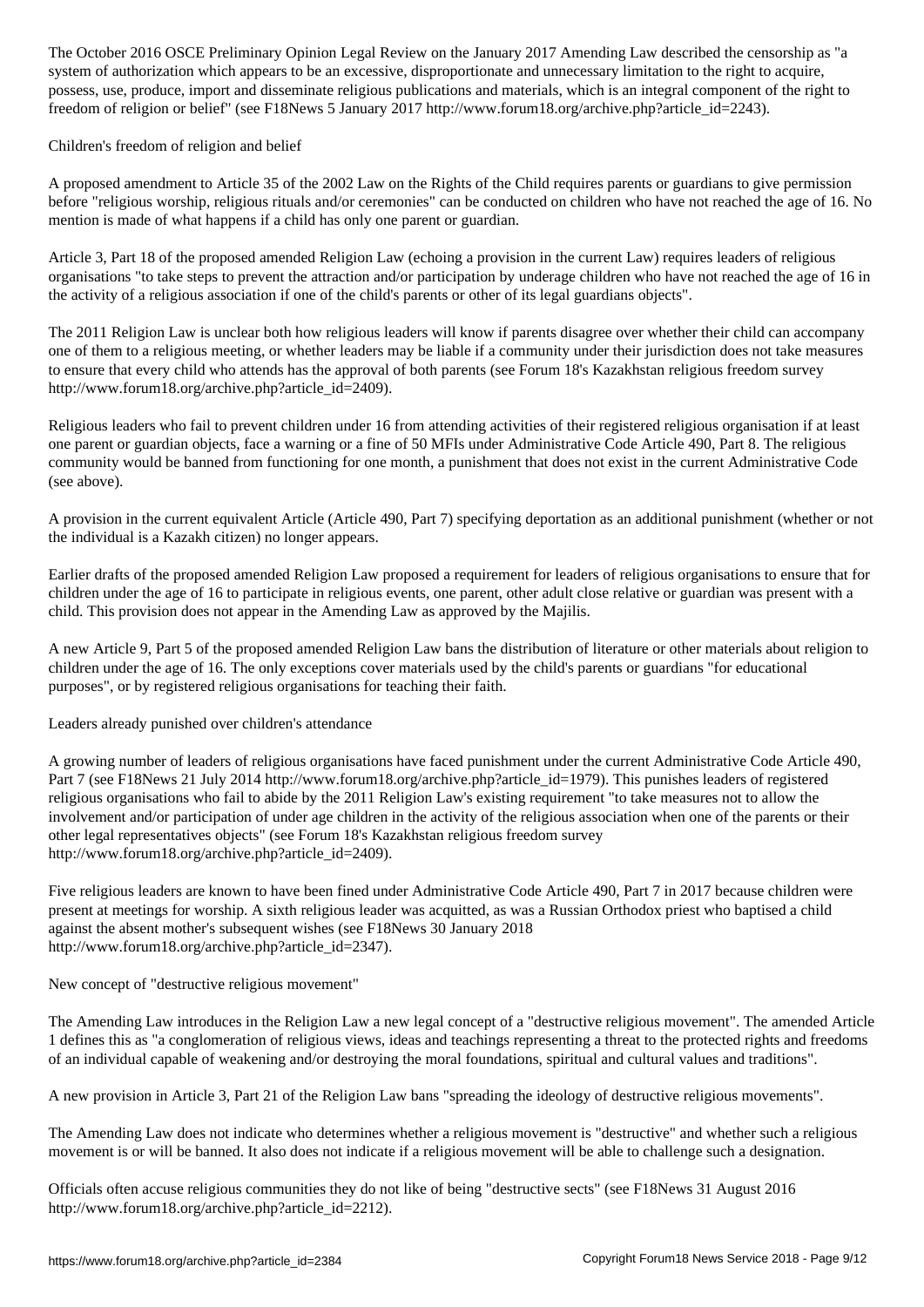The October 2016 OSCE Preliminary Opinion Legal Review on the January 2017 Amending Law described the censorship as "a system of authorization which appears to be an excessive, disproportionate and unnecessary limitation to the right to acquire, possess, use, produce, import and disseminate religious publications and materials, which is an integral component of the right to freedom of religion or belief" (see F18News 5 January 2017 http://www.forum18.org/archive.php?article_id=2243).

## Children's freedom of religion and belief

A proposed amendment to Article 35 of the 2002 Law on the Rights of the Child requires parents or guardians to give permission before "religious worship, religious rituals and/or ceremonies" can be conducted on children who have not reached the age of 16. No mention is made of what happens if a child has only one parent or guardian.

Article 3, Part 18 of the proposed amended Religion Law (echoing a provision in the current Law) requires leaders of religious organisations "to take steps to prevent the attraction and/or participation by underage children who have not reached the age of 16 in the activity of a religious association if one of the child's parents or other of its legal guardians objects".

The 2011 Religion Law is unclear both how religious leaders will know if parents disagree over whether their child can accompany one of them to a religious meeting, or whether leaders may be liable if a community under their jurisdiction does not take measures to ensure that every child who attends has the approval of both parents (see Forum 18's Kazakhstan religious freedom survey http://www.forum18.org/archive.php?article_id=2409).

Religious leaders who fail to prevent children under 16 from attending activities of their registered religious organisation if at least one parent or guardian objects, face a warning or a fine of 50 MFIs under Administrative Code Article 490, Part 8. The religious community would be banned from functioning for one month, a punishment that does not exist in the current Administrative Code (see above).

A provision in the current equivalent Article (Article 490, Part 7) specifying deportation as an additional punishment (whether or not the individual is a Kazakh citizen) no longer appears.

Earlier drafts of the proposed amended Religion Law proposed a requirement for leaders of religious organisations to ensure that for children under the age of 16 to participate in religious events, one parent, other adult close relative or guardian was present with a child. This provision does not appear in the Amending Law as approved by the Majilis.

A new Article 9, Part 5 of the proposed amended Religion Law bans the distribution of literature or other materials about religion to children under the age of 16. The only exceptions cover materials used by the child's parents or guardians "for educational purposes", or by registered religious organisations for teaching their faith.

## Leaders already punished over children's attendance

A growing number of leaders of religious organisations have faced punishment under the current Administrative Code Article 490, Part 7 (see F18News 21 July 2014 http://www.forum18.org/archive.php?article_id=1979). This punishes leaders of registered religious organisations who fail to abide by the 2011 Religion Law's existing requirement "to take measures not to allow the involvement and/or participation of under age children in the activity of the religious association when one of the parents or their other legal representatives objects" (see Forum 18's Kazakhstan religious freedom survey http://www.forum18.org/archive.php?article_id=2409).

Five religious leaders are known to have been fined under Administrative Code Article 490, Part 7 in 2017 because children were present at meetings for worship. A sixth religious leader was acquitted, as was a Russian Orthodox priest who baptised a child against the absent mother's subsequent wishes (see F18News 30 January 2018 http://www.forum18.org/archive.php?article_id=2347).

## New concept of "destructive religious movement"

The Amending Law introduces in the Religion Law a new legal concept of a "destructive religious movement". The amended Article 1 defines this as "a conglomeration of religious views, ideas and teachings representing a threat to the protected rights and freedoms of an individual capable of weakening and/or destroying the moral foundations, spiritual and cultural values and traditions".

A new provision in Article 3, Part 21 of the Religion Law bans "spreading the ideology of destructive religious movements".

The Amending Law does not indicate who determines whether a religious movement is "destructive" and whether such a religious movement is or will be banned. It also does not indicate if a religious movement will be able to challenge such a designation.

Officials often accuse religious communities they do not like of being "destructive sects" (see F18News 31 August 2016 http://www.forum18.org/archive.php?article_id=2212).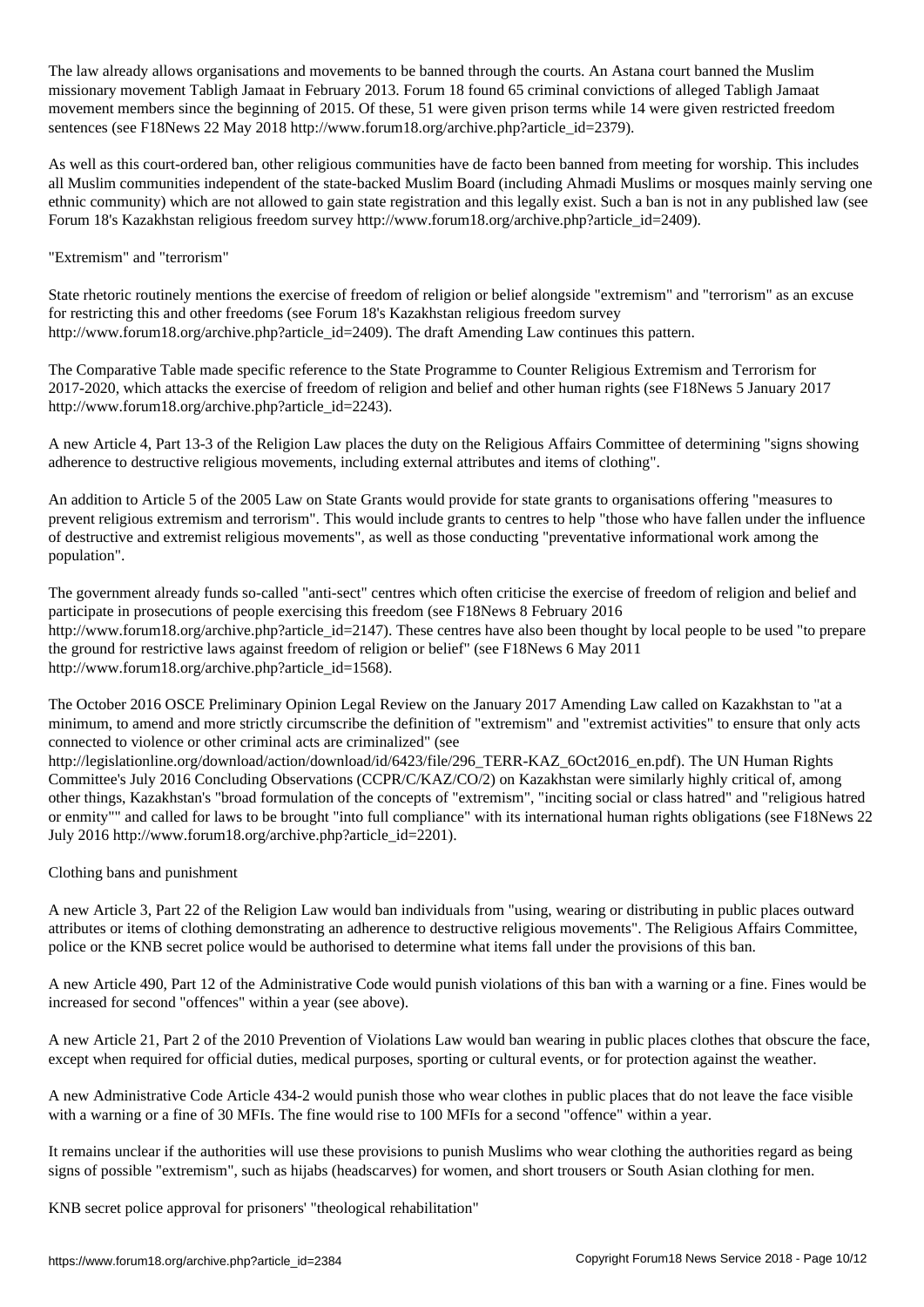The law already allows organisations and movements to be banned through the courts. An Astana court banned the Muslim missionary movement Tabligh Jamaat in February 2013. Forum 18 found 65 criminal convictions of alleged Tabligh Jamaat movement members since the beginning of 2015. Of these, 51 were given prison terms while 14 were given restricted freedom sentences (see F18News 22 May 2018 http://www.forum18.org/archive.php?article_id=2379).

As well as this court-ordered ban, other religious communities have de facto been banned from meeting for worship. This includes all Muslim communities independent of the state-backed Muslim Board (including Ahmadi Muslims or mosques mainly serving one ethnic community) which are not allowed to gain state registration and this legally exist. Such a ban is not in any published law (see Forum 18's Kazakhstan religious freedom survey http://www.forum18.org/archive.php?article_id=2409).

"Extremism" and "terrorism"

State rhetoric routinely mentions the exercise of freedom of religion or belief alongside "extremism" and "terrorism" as an excuse for restricting this and other freedoms (see Forum 18's Kazakhstan religious freedom survey http://www.forum18.org/archive.php?article_id=2409). The draft Amending Law continues this pattern.

The Comparative Table made specific reference to the State Programme to Counter Religious Extremism and Terrorism for 2017-2020, which attacks the exercise of freedom of religion and belief and other human rights (see F18News 5 January 2017 http://www.forum18.org/archive.php?article_id=2243).

A new Article 4, Part 13-3 of the Religion Law places the duty on the Religious Affairs Committee of determining "signs showing adherence to destructive religious movements, including external attributes and items of clothing".

An addition to Article 5 of the 2005 Law on State Grants would provide for state grants to organisations offering "measures to prevent religious extremism and terrorism". This would include grants to centres to help "those who have fallen under the influence of destructive and extremist religious movements", as well as those conducting "preventative informational work among the population".

The government already funds so-called "anti-sect" centres which often criticise the exercise of freedom of religion and belief and participate in prosecutions of people exercising this freedom (see F18News 8 February 2016 http://www.forum18.org/archive.php?article_id=2147). These centres have also been thought by local people to be used "to prepare the ground for restrictive laws against freedom of religion or belief" (see F18News 6 May 2011 http://www.forum18.org/archive.php?article_id=1568).

The October 2016 OSCE Preliminary Opinion Legal Review on the January 2017 Amending Law called on Kazakhstan to "at a minimum, to amend and more strictly circumscribe the definition of "extremism" and "extremist activities" to ensure that only acts connected to violence or other criminal acts are criminalized" (see http://legislationline.org/download/action/download/id/6423/file/296_TERR-KAZ_6Oct2016_en.pdf). The UN Human Rights Committee's July 2016 Concluding Observations (CCPR/C/KAZ/CO/2) on Kazakhstan were similarly highly critical of, among other things, Kazakhstan's "broad formulation of the concepts of "extremism", "inciting social or class hatred" and "religious hatred or enmity"" and called for laws to be brought "into full compliance" with its international human rights obligations (see F18News 22 July 2016 http://www.forum18.org/archive.php?article_id=2201).

Clothing bans and punishment

A new Article 3, Part 22 of the Religion Law would ban individuals from "using, wearing or distributing in public places outward attributes or items of clothing demonstrating an adherence to destructive religious movements". The Religious Affairs Committee, police or the KNB secret police would be authorised to determine what items fall under the provisions of this ban.

A new Article 490, Part 12 of the Administrative Code would punish violations of this ban with a warning or a fine. Fines would be increased for second "offences" within a year (see above).

A new Article 21, Part 2 of the 2010 Prevention of Violations Law would ban wearing in public places clothes that obscure the face, except when required for official duties, medical purposes, sporting or cultural events, or for protection against the weather.

A new Administrative Code Article 434-2 would punish those who wear clothes in public places that do not leave the face visible with a warning or a fine of 30 MFIs. The fine would rise to 100 MFIs for a second "offence" within a year.

It remains unclear if the authorities will use these provisions to punish Muslims who wear clothing the authorities regard as being signs of possible "extremism", such as hijabs (headscarves) for women, and short trousers or South Asian clothing for men.

KNB secret police approval for prisoners' "theological rehabilitation"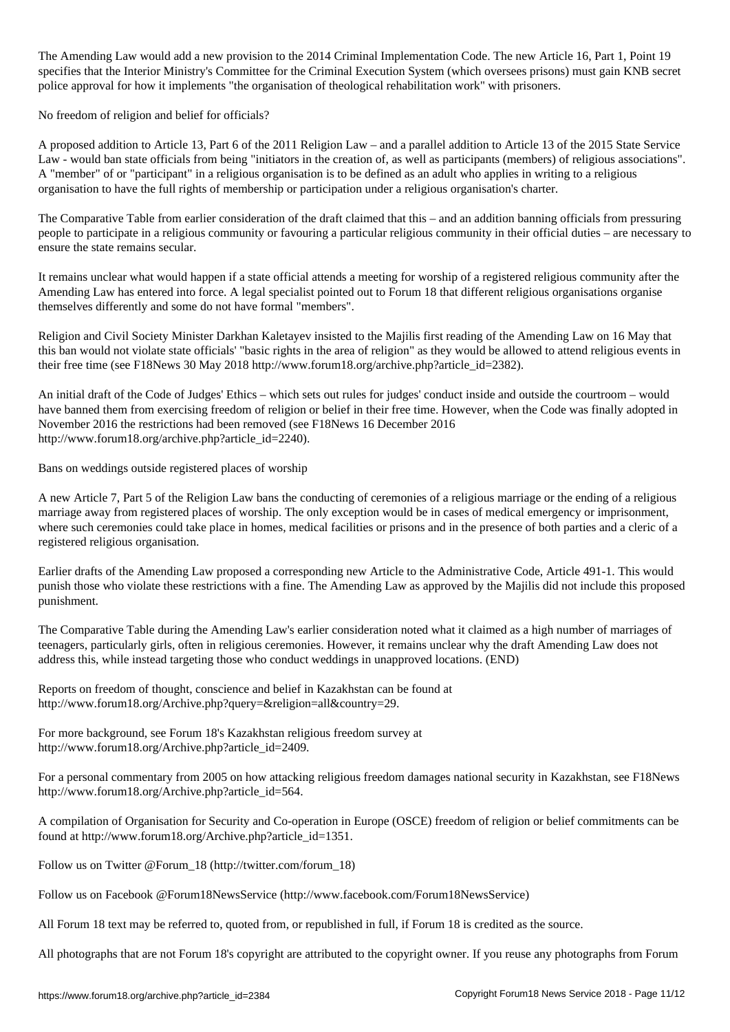The Amending Law would add a new provision to the 2014 Criminal Implementation Code. The new Article 16, Part 1, Point 19 specifies that the Interior Ministry's Committee for the Criminal Execution System (which oversees prisons) must gain KNB secret police approval for how it implements "the organisation of theological rehabilitation work" with prisoners.

## No freedom of religion and belief for officials?

A proposed addition to Article 13, Part 6 of the 2011 Religion Law – and a parallel addition to Article 13 of the 2015 State Service Law - would ban state officials from being "initiators in the creation of, as well as participants (members) of religious associations". A "member" of or "participant" in a religious organisation is to be defined as an adult who applies in writing to a religious organisation to have the full rights of membership or participation under a religious organisation's charter.

The Comparative Table from earlier consideration of the draft claimed that this – and an addition banning officials from pressuring people to participate in a religious community or favouring a particular religious community in their official duties – are necessary to ensure the state remains secular.

It remains unclear what would happen if a state official attends a meeting for worship of a registered religious community after the Amending Law has entered into force. A legal specialist pointed out to Forum 18 that different religious organisations organise themselves differently and some do not have formal "members".

Religion and Civil Society Minister Darkhan Kaletayev insisted to the Majilis first reading of the Amending Law on 16 May that this ban would not violate state officials' "basic rights in the area of religion" as they would be allowed to attend religious events in their free time (see F18News 30 May 2018 http://www.forum18.org/archive.php?article_id=2382).

An initial draft of the Code of Judges' Ethics – which sets out rules for judges' conduct inside and outside the courtroom – would have banned them from exercising freedom of religion or belief in their free time. However, when the Code was finally adopted in November 2016 the restrictions had been removed (see F18News 16 December 2016 http://www.forum18.org/archive.php?article_id=2240).

## Bans on weddings outside registered places of worship

A new Article 7, Part 5 of the Religion Law bans the conducting of ceremonies of a religious marriage or the ending of a religious marriage away from registered places of worship. The only exception would be in cases of medical emergency or imprisonment, where such ceremonies could take place in homes, medical facilities or prisons and in the presence of both parties and a cleric of a registered religious organisation.

Earlier drafts of the Amending Law proposed a corresponding new Article to the Administrative Code, Article 491-1. This would punish those who violate these restrictions with a fine. The Amending Law as approved by the Majilis did not include this proposed punishment.

The Comparative Table during the Amending Law's earlier consideration noted what it claimed as a high number of marriages of teenagers, particularly girls, often in religious ceremonies. However, it remains unclear why the draft Amending Law does not address this, while instead targeting those who conduct weddings in unapproved locations. (END)

Reports on freedom of thought, conscience and belief in Kazakhstan can be found at http://www.forum18.org/Archive.php?query=&religion=all&country=29.

For more background, see Forum 18's Kazakhstan religious freedom survey at http://www.forum18.org/Archive.php?article_id=2409.

For a personal commentary from 2005 on how attacking religious freedom damages national security in Kazakhstan, see F18News http://www.forum18.org/Archive.php?article_id=564.

A compilation of Organisation for Security and Co-operation in Europe (OSCE) freedom of religion or belief commitments can be found at http://www.forum18.org/Archive.php?article_id=1351.

Follow us on Twitter @Forum_18 (http://twitter.com/forum_18)

Follow us on Facebook @Forum18NewsService (http://www.facebook.com/Forum18NewsService)

All Forum 18 text may be referred to, quoted from, or republished in full, if Forum 18 is credited as the source.

All photographs that are not Forum 18's copyright are attributed to the copyright owner. If you reuse any photographs from Forum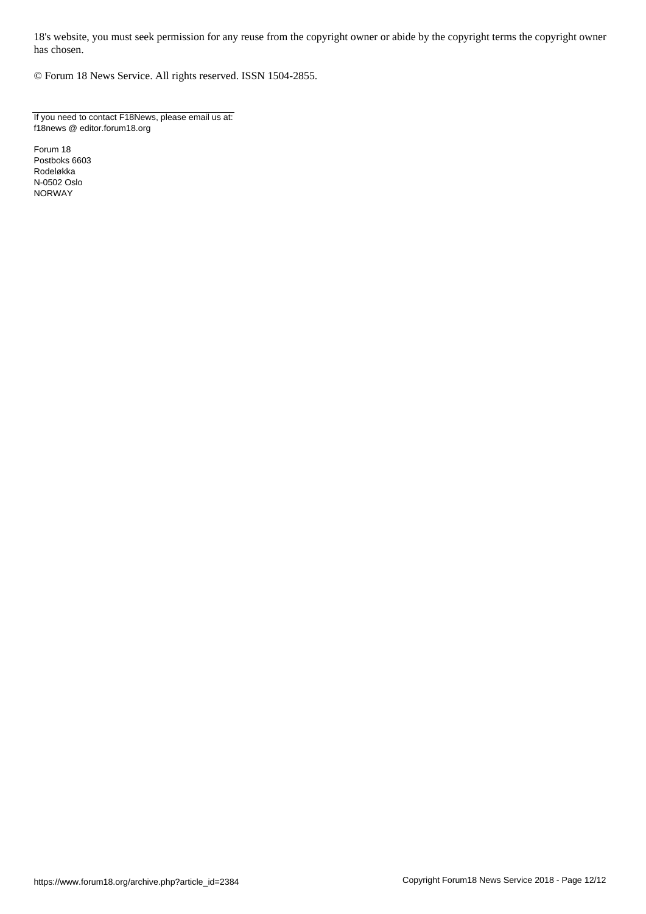18's website, you must seek permission for any reuse from the copyright owner or abide by the copyright terms the copyright owner has chosen.

© Forum 18 News Service. All rights reserved. ISSN 1504-2855.

If you need to contact F18News, please email us at:
f18news @ editor.forum18.org

Forum 18
Postboks 6603
Rodeløkka
N-0502 Oslo
NORWAY